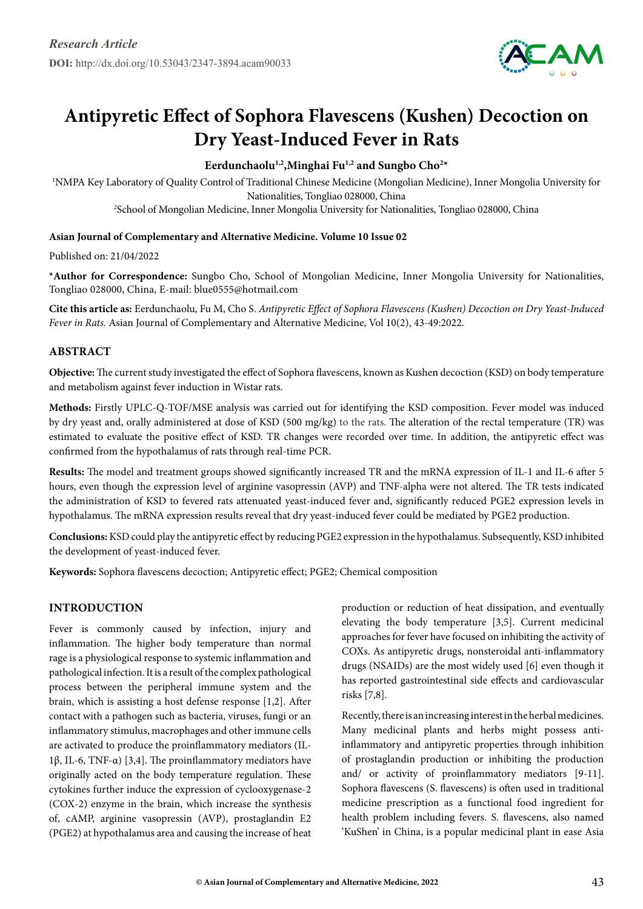*Research Article*

**DOI:** http://dx.doi.org/10.53043/2347-3894.acam90033

# Antipyretic Effect of Sophora Flavescens (Kushen) Decoction on Dry Yeast-Induced Fever in Rats

**Eerdunchaolu[1,2], Minghai Fu[1,2] and Sungbo Cho[2*]**

[1]NMPA Key Laboratory of Quality Control of Traditional Chinese Medicine (Mongolian Medicine), Inner Mongolia University for Nationalities, Tongliao 028000, China

[2]School of Mongolian Medicine, Inner Mongolia University for Nationalities, Tongliao 028000, China

**Asian Journal of Complementary and Alternative Medicine. Volume 10 Issue 02**

Published on: 21/04/2022

***Author for Correspondence:** Sungbo Cho, School of Mongolian Medicine, Inner Mongolia University for Nationalities, Tongliao 028000, China, E-mail: blue0555@hotmail.com

**Cite this article as:** Eerdunchaolu, Fu M, Cho S. *Antipyretic Effect of Sophora Flavescens (Kushen) Decoction on Dry Yeast-Induced Fever in Rats.* Asian Journal of Complementary and Alternative Medicine, Vol 10(2), 43-49:2022.

## ABSTRACT

**Objective:** The current study investigated the effect of Sophora flavescens, known as Kushen decoction (KSD) on body temperature and metabolism against fever induction in Wistar rats.

**Methods:** Firstly UPLC-Q-TOF/MSE analysis was carried out for identifying the KSD composition. Fever model was induced by dry yeast and, orally administered at dose of KSD (500 mg/kg) to the rats. The alteration of the rectal temperature (TR) was estimated to evaluate the positive effect of KSD. TR changes were recorded over time. In addition, the antipyretic effect was confirmed from the hypothalamus of rats through real-time PCR.

**Results:** The model and treatment groups showed significantly increased TR and the mRNA expression of IL-1 and IL-6 after 5 hours, even though the expression level of arginine vasopressin (AVP) and TNF-alpha were not altered. The TR tests indicated the administration of KSD to fevered rats attenuated yeast-induced fever and, significantly reduced PGE2 expression levels in hypothalamus. The mRNA expression results reveal that dry yeast-induced fever could be mediated by PGE2 production.

**Conclusions:** KSD could play the antipyretic effect by reducing PGE2 expression in the hypothalamus. Subsequently, KSD inhibited the development of yeast-induced fever.

**Keywords:** Sophora flavescens decoction; Antipyretic effect; PGE2; Chemical composition

## INTRODUCTION

Fever is commonly caused by infection, injury and inflammation. The higher body temperature than normal rage is a physiological response to systemic inflammation and pathological infection. It is a result of the complex pathological process between the peripheral immune system and the brain, which is assisting a host defense response [1,2]. After contact with a pathogen such as bacteria, viruses, fungi or an inflammatory stimulus, macrophages and other immune cells are activated to produce the proinflammatory mediators (IL-1β, IL-6, TNF-α) [3,4]. The proinflammatory mediators have originally acted on the body temperature regulation. These cytokines further induce the expression of cyclooxygenase-2 (COX-2) enzyme in the brain, which increase the synthesis of, cAMP, arginine vasopressin (AVP), prostaglandin E2 (PGE2) at hypothalamus area and causing the increase of heat production or reduction of heat dissipation, and eventually elevating the body temperature [3,5]. Current medicinal approaches for fever have focused on inhibiting the activity of COXs. As antipyretic drugs, nonsteroidal anti-inflammatory drugs (NSAIDs) are the most widely used [6] even though it has reported gastrointestinal side effects and cardiovascular risks [7,8].

Recently, there is an increasing interest in the herbal medicines. Many medicinal plants and herbs might possess anti-inflammatory and antipyretic properties through inhibition of prostaglandin production or inhibiting the production and/ or activity of proinflammatory mediators [9-11]. Sophora flavescens (S. flavescens) is often used in traditional medicine prescription as a functional food ingredient for health problem including fevers. S. flavescens, also named 'KuShen' in China, is a popular medicinal plant in ease Asia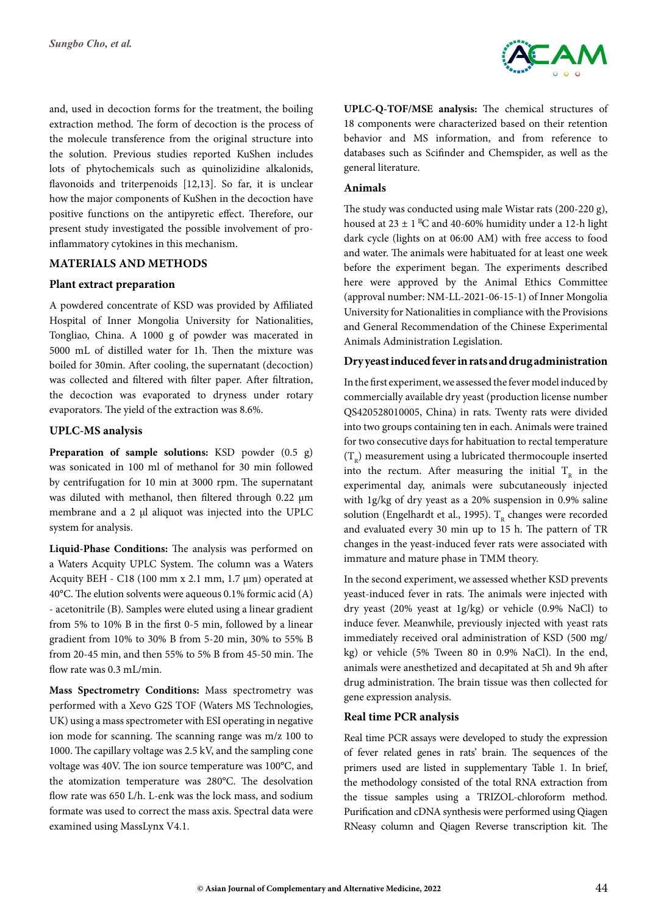and, used in decoction forms for the treatment, the boiling extraction method. The form of decoction is the process of the molecule transference from the original structure into the solution. Previous studies reported KuShen includes lots of phytochemicals such as quinolizidine alkalonids, flavonoids and triterpenoids [12,13]. So far, it is unclear how the major components of KuShen in the decoction have positive functions on the antipyretic effect. Therefore, our present study investigated the possible involvement of pro-inflammatory cytokines in this mechanism.

## MATERIALS AND METHODS

### Plant extract preparation

A powdered concentrate of KSD was provided by Affiliated Hospital of Inner Mongolia University for Nationalities, Tongliao, China. A 1000 g of powder was macerated in 5000 mL of distilled water for 1h. Then the mixture was boiled for 30min. After cooling, the supernatant (decoction) was collected and filtered with filter paper. After filtration, the decoction was evaporated to dryness under rotary evaporators. The yield of the extraction was 8.6%.

### UPLC-MS analysis

**Preparation of sample solutions:** KSD powder (0.5 g) was sonicated in 100 ml of methanol for 30 min followed by centrifugation for 10 min at 3000 rpm. The supernatant was diluted with methanol, then filtered through 0.22 µm membrane and a 2 µl aliquot was injected into the UPLC system for analysis.

**Liquid-Phase Conditions:** The analysis was performed on a Waters Acquity UPLC System. The column was a Waters Acquity BEH - C18 (100 mm x 2.1 mm, 1.7 µm) operated at 40°C. The elution solvents were aqueous 0.1% formic acid (A) - acetonitrile (B). Samples were eluted using a linear gradient from 5% to 10% B in the first 0-5 min, followed by a linear gradient from 10% to 30% B from 5-20 min, 30% to 55% B from 20-45 min, and then 55% to 5% B from 45-50 min. The flow rate was 0.3 mL/min.

**Mass Spectrometry Conditions:** Mass spectrometry was performed with a Xevo G2S TOF (Waters MS Technologies, UK) using a mass spectrometer with ESI operating in negative ion mode for scanning. The scanning range was m/z 100 to 1000. The capillary voltage was 2.5 kV, and the sampling cone voltage was 40V. The ion source temperature was 100°C, and the atomization temperature was 280°C. The desolvation flow rate was 650 L/h. L-enk was the lock mass, and sodium formate was used to correct the mass axis. Spectral data were examined using MassLynx V4.1.

**UPLC-Q-TOF/MSE analysis:** The chemical structures of 18 components were characterized based on their retention behavior and MS information, and from reference to databases such as Scifinder and Chemspider, as well as the general literature.

### Animals

The study was conducted using male Wistar rats (200-220 g), housed at 23 ± 1 °C and 40-60% humidity under a 12-h light dark cycle (lights on at 06:00 AM) with free access to food and water. The animals were habituated for at least one week before the experiment began. The experiments described here were approved by the Animal Ethics Committee (approval number: NM-LL-2021-06-15-1) of Inner Mongolia University for Nationalities in compliance with the Provisions and General Recommendation of the Chinese Experimental Animals Administration Legislation.

### Dry yeast induced fever in rats and drug administration

In the first experiment, we assessed the fever model induced by commercially available dry yeast (production license number QS420528010005, China) in rats. Twenty rats were divided into two groups containing ten in each. Animals were trained for two consecutive days for habituation to rectal temperature ($T_R$) measurement using a lubricated thermocouple inserted into the rectum. After measuring the initial $T_R$ in the experimental day, animals were subcutaneously injected with 1g/kg of dry yeast as a 20% suspension in 0.9% saline solution (Engelhardt et al., 1995). $T_R$ changes were recorded and evaluated every 30 min up to 15 h. The pattern of TR changes in the yeast-induced fever rats were associated with immature and mature phase in TMM theory.

In the second experiment, we assessed whether KSD prevents yeast-induced fever in rats. The animals were injected with dry yeast (20% yeast at 1g/kg) or vehicle (0.9% NaCl) to induce fever. Meanwhile, previously injected with yeast rats immediately received oral administration of KSD (500 mg/kg) or vehicle (5% Tween 80 in 0.9% NaCl). In the end, animals were anesthetized and decapitated at 5h and 9h after drug administration. The brain tissue was then collected for gene expression analysis.

### Real time PCR analysis

Real time PCR assays were developed to study the expression of fever related genes in rats' brain. The sequences of the primers used are listed in supplementary Table 1. In brief, the methodology consisted of the total RNA extraction from the tissue samples using a TRIZOL-chloroform method. Purification and cDNA synthesis were performed using Qiagen RNeasy column and Qiagen Reverse transcription kit. The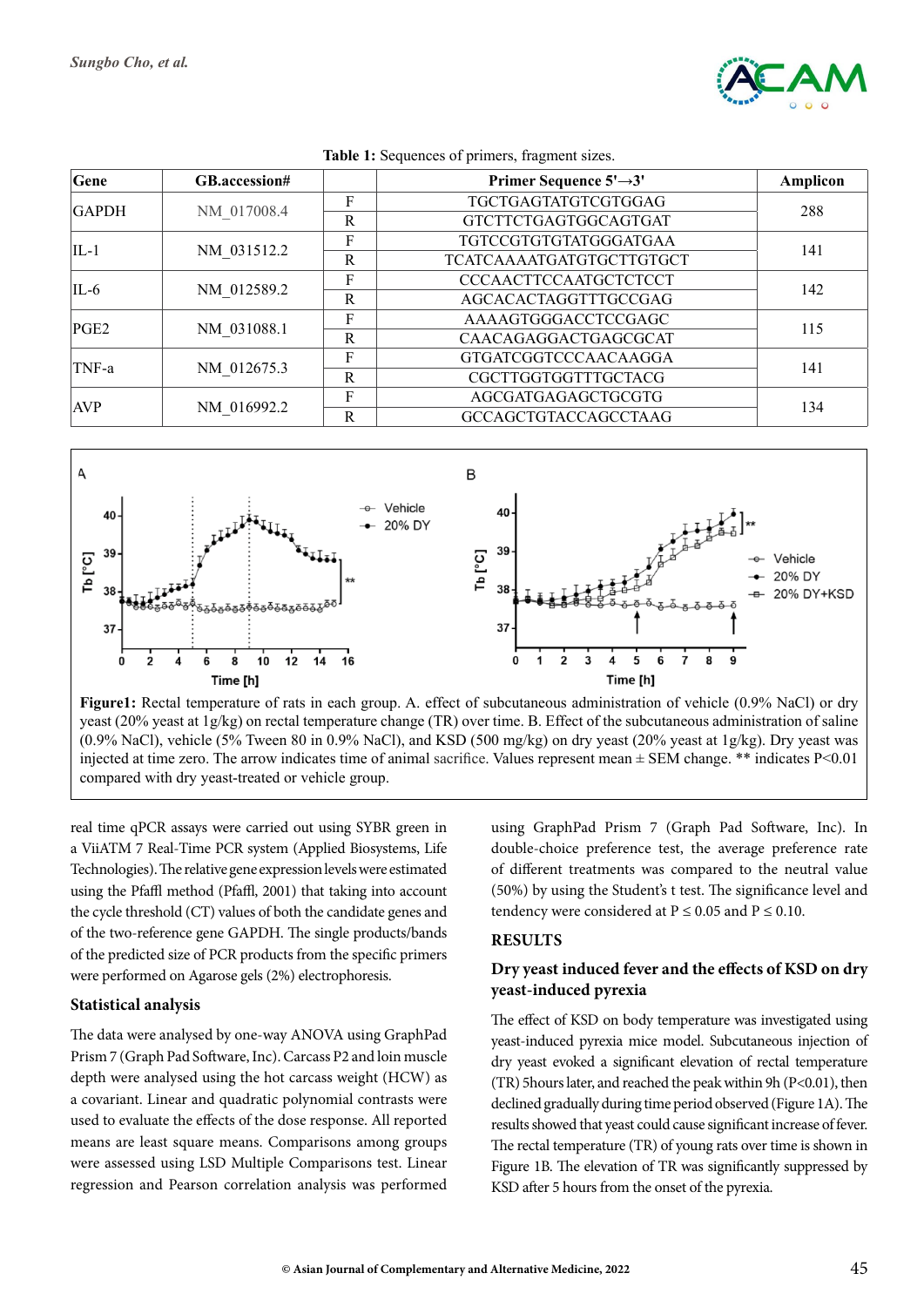Table 1: Sequences of primers, fragment sizes.

| Gene | GB.accession# | | Primer Sequence 5'→3' | Amplicon |
|---|---|---|---|---|
| GAPDH | NM_017008.4 | F | TGCTGAGTATGTCGTGGAG | 288 |
| | | R | GTCTTCTGAGTGGCAGTGAT | |
| IL-1 | NM_031512.2 | F | TGTCCGTGTGTATGGGATGAA | 141 |
| | | R | TCATCAAAATGATGTGCTTGTGCT | |
| IL-6 | NM_012589.2 | F | CCCAACTTCCAATGCTCTCCT | 142 |
| | | R | AGCACACTAGGTTTGCCGAG | |
| PGE2 | NM_031088.1 | F | AAAAGTGGGACCTCCGAGC | 115 |
| | | R | CAACAGAGGACTGAGCGCAT | |
| TNF-a | NM_012675.3 | F | GTGATCGGTCCCAACAAGGA | 141 |
| | | R | CGCTTGGTGGTTTGCTACG | |
| AVP | NM_016992.2 | F | AGCGATGAGAGCTGCGTG | 134 |
| | | R | GCCAGCTGTACCAGCCTAAG | |

**Figure1:** Rectal temperature of rats in each group. A. effect of subcutaneous administration of vehicle (0.9% NaCl) or dry yeast (20% yeast at 1g/kg) on rectal temperature change (TR) over time. B. Effect of the subcutaneous administration of saline (0.9% NaCl), vehicle (5% Tween 80 in 0.9% NaCl), and KSD (500 mg/kg) on dry yeast (20% yeast at 1g/kg). Dry yeast was injected at time zero. The arrow indicates time of animal sacrifice. Values represent mean ± SEM change. ** indicates P<0.01 compared with dry yeast-treated or vehicle group.

real time qPCR assays were carried out using SYBR green in a ViiATM 7 Real-Time PCR system (Applied Biosystems, Life Technologies). The relative gene expression levels were estimated using the Pfaffl method (Pfaffl, 2001) that taking into account the cycle threshold (CT) values of both the candidate genes and of the two-reference gene GAPDH. The single products/bands of the predicted size of PCR products from the specific primers were performed on Agarose gels (2%) electrophoresis.

### Statistical analysis

The data were analysed by one-way ANOVA using GraphPad Prism 7 (Graph Pad Software, Inc). Carcass P2 and loin muscle depth were analysed using the hot carcass weight (HCW) as a covariant. Linear and quadratic polynomial contrasts were used to evaluate the effects of the dose response. All reported means are least square means. Comparisons among groups were assessed using LSD Multiple Comparisons test. Linear regression and Pearson correlation analysis was performed using GraphPad Prism 7 (Graph Pad Software, Inc). In double-choice preference test, the average preference rate of different treatments was compared to the neutral value (50%) by using the Student's t test. The significance level and tendency were considered at P ≤ 0.05 and P ≤ 0.10.

## RESULTS

### Dry yeast induced fever and the effects of KSD on dry yeast-induced pyrexia

The effect of KSD on body temperature was investigated using yeast-induced pyrexia mice model. Subcutaneous injection of dry yeast evoked a significant elevation of rectal temperature (TR) 5hours later, and reached the peak within 9h (P<0.01), then declined gradually during time period observed (Figure 1A). The results showed that yeast could cause significant increase of fever. The rectal temperature (TR) of young rats over time is shown in Figure 1B. The elevation of TR was significantly suppressed by KSD after 5 hours from the onset of the pyrexia.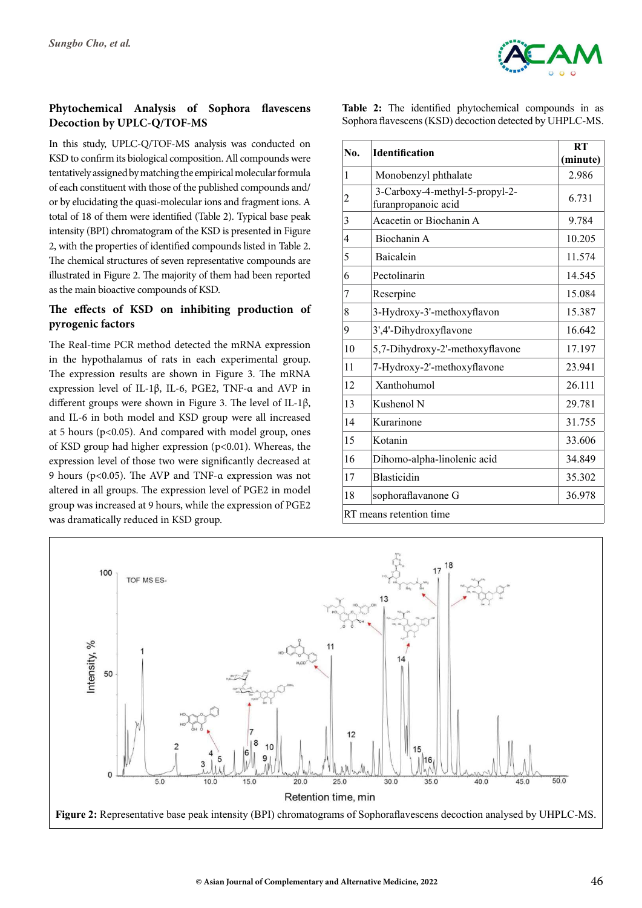### Phytochemical Analysis of Sophora flavescens Decoction by UPLC-Q/TOF-MS

In this study, UPLC-Q/TOF-MS analysis was conducted on KSD to confirm its biological composition. All compounds were tentatively assigned by matching the empirical molecular formula of each constituent with those of the published compounds and/or by elucidating the quasi-molecular ions and fragment ions. A total of 18 of them were identified (Table 2). Typical base peak intensity (BPI) chromatogram of the KSD is presented in Figure 2, with the properties of identified compounds listed in Table 2. The chemical structures of seven representative compounds are illustrated in Figure 2. The majority of them had been reported as the main bioactive compounds of KSD.

### The effects of KSD on inhibiting production of pyrogenic factors

The Real-time PCR method detected the mRNA expression in the hypothalamus of rats in each experimental group. The expression results are shown in Figure 3. The mRNA expression level of IL-1β, IL-6, PGE2, TNF-α and AVP in different groups were shown in Figure 3. The level of IL-1β, and IL-6 in both model and KSD group were all increased at 5 hours ($p<0.05$). And compared with model group, ones of KSD group had higher expression ($p<0.01$). Whereas, the expression level of these two were significantly decreased at 9 hours ($p<0.05$). The AVP and TNF-α expression was not altered in all groups. The expression level of PGE2 in model group was increased at 9 hours, while the expression of PGE2 was dramatically reduced in KSD group.

**Table 2:** The identified phytochemical compounds in as Sophora flavescens (KSD) decoction detected by UHPLC-MS.

| No. | Identification | RT (minute) |
|---|---|---|
| 1 | Monobenzyl phthalate | 2.986 |
| 2 | 3-Carboxy-4-methyl-5-propyl-2-furanpropanoic acid | 6.731 |
| 3 | Acacetin or Biochanin A | 9.784 |
| 4 | Biochanin A | 10.205 |
| 5 | Baicalein | 11.574 |
| 6 | Pectolinarin | 14.545 |
| 7 | Reserpine | 15.084 |
| 8 | 3-Hydroxy-3'-methoxyflavon | 15.387 |
| 9 | 3',4'-Dihydroxyflavone | 16.642 |
| 10 | 5,7-Dihydroxy-2'-methoxyflavone | 17.197 |
| 11 | 7-Hydroxy-2'-methoxyflavone | 23.941 |
| 12 | Xanthohumol | 26.111 |
| 13 | Kushenol N | 29.781 |
| 14 | Kurarinone | 31.755 |
| 15 | Kotanin | 33.606 |
| 16 | Dihomo-alpha-linolenic acid | 34.849 |
| 17 | Blasticidin | 35.302 |
| 18 | sophoraflavanone G | 36.978 |
| RT means retention time | | |

**Figure 2:** Representative base peak intensity (BPI) chromatograms of Sophoraflavescens decoction analysed by UHPLC-MS.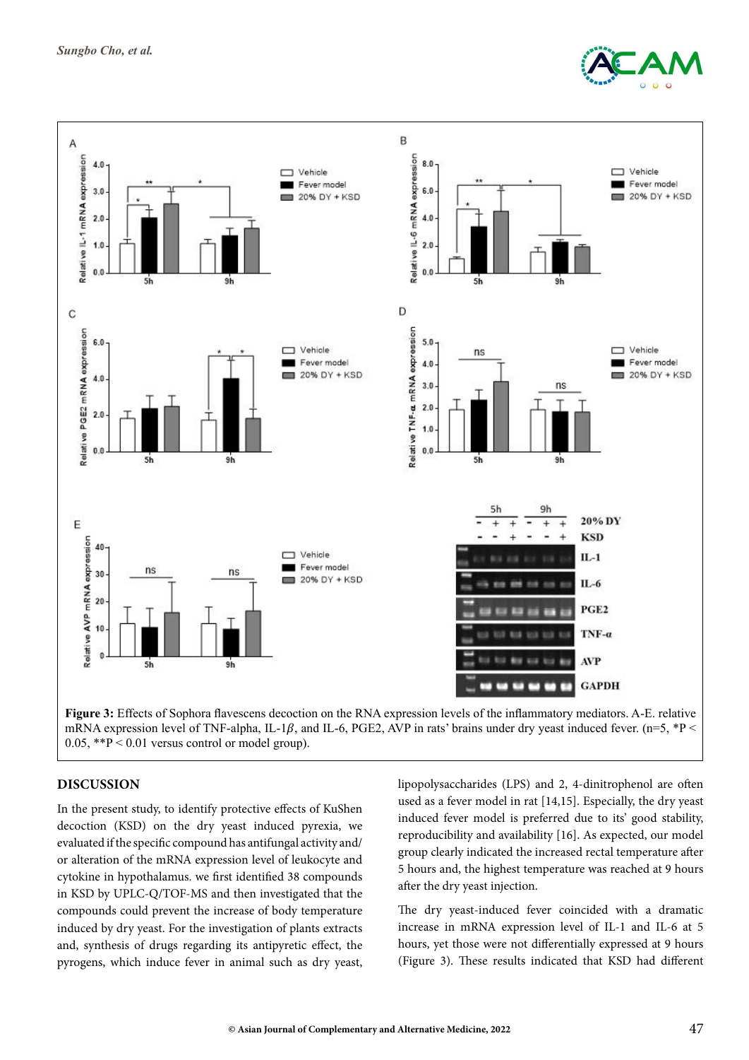**Figure 3:** Effects of Sophora flavescens decoction on the RNA expression levels of the inflammatory mediators. A-E. relative mRNA expression level of TNF-alpha, IL-1$\beta$, and IL-6, PGE2, AVP in rats' brains under dry yeast induced fever. (n=5, \*P < 0.05, \*\*P < 0.01 versus control or model group).

## DISCUSSION

In the present study, to identify protective effects of KuShen decoction (KSD) on the dry yeast induced pyrexia, we evaluated if the specific compound has antifungal activity and/or alteration of the mRNA expression level of leukocyte and cytokine in hypothalamus. we first identified 38 compounds in KSD by UPLC-Q/TOF-MS and then investigated that the compounds could prevent the increase of body temperature induced by dry yeast. For the investigation of plants extracts and, synthesis of drugs regarding its antipyretic effect, the pyrogens, which induce fever in animal such as dry yeast, lipopolysaccharides (LPS) and 2, 4-dinitrophenol are often used as a fever model in rat [14,15]. Especially, the dry yeast induced fever model is preferred due to its' good stability, reproducibility and availability [16]. As expected, our model group clearly indicated the increased rectal temperature after 5 hours and, the highest temperature was reached at 9 hours after the dry yeast injection.

The dry yeast-induced fever coincided with a dramatic increase in mRNA expression level of IL-1 and IL-6 at 5 hours, yet those were not differentially expressed at 9 hours (Figure 3). These results indicated that KSD had different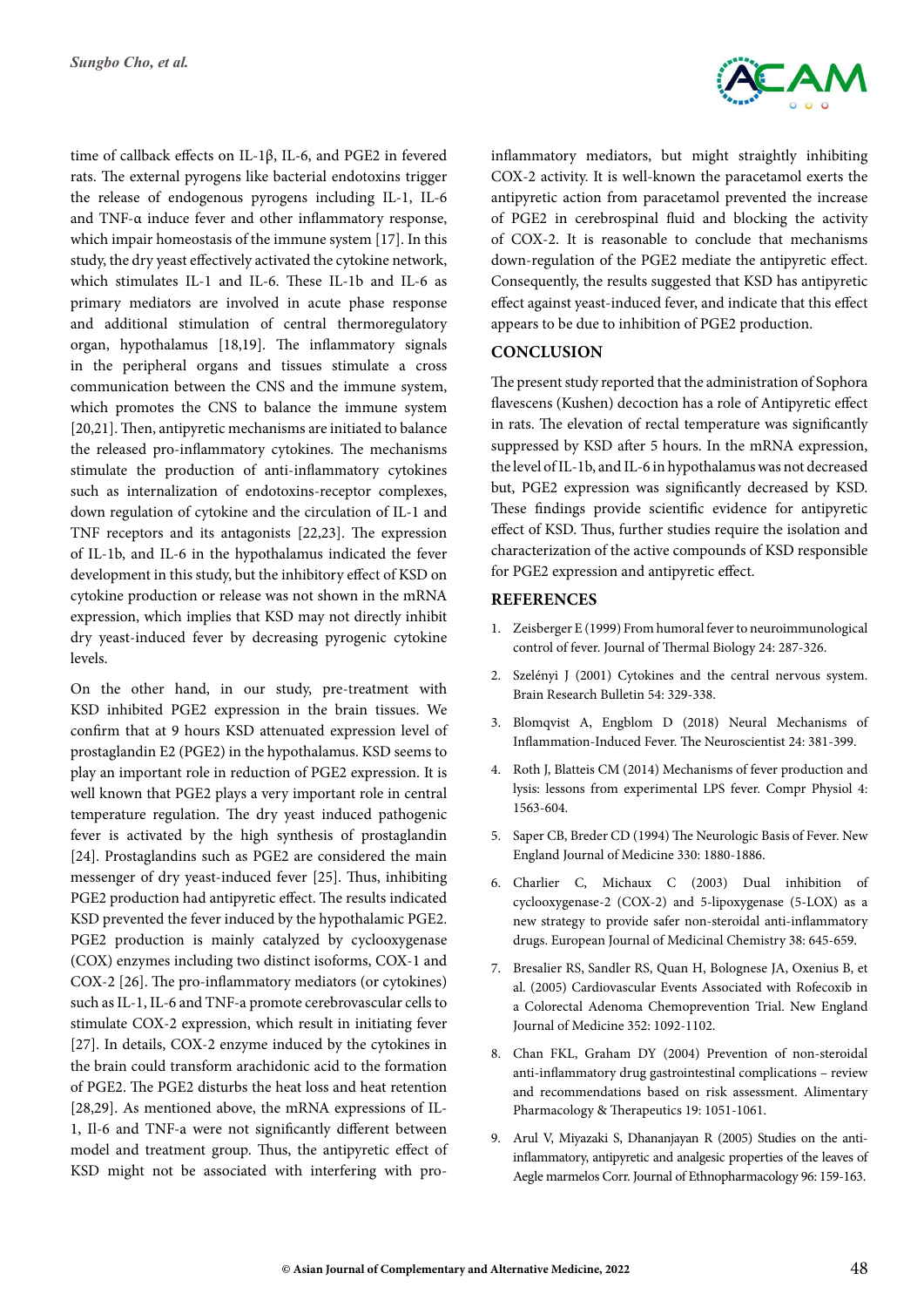time of callback effects on IL-1β, IL-6, and PGE2 in fevered rats. The external pyrogens like bacterial endotoxins trigger the release of endogenous pyrogens including IL-1, IL-6 and TNF-α induce fever and other inflammatory response, which impair homeostasis of the immune system [17]. In this study, the dry yeast effectively activated the cytokine network, which stimulates IL-1 and IL-6. These IL-1b and IL-6 as primary mediators are involved in acute phase response and additional stimulation of central thermoregulatory organ, hypothalamus [18,19]. The inflammatory signals in the peripheral organs and tissues stimulate a cross communication between the CNS and the immune system, which promotes the CNS to balance the immune system [20,21]. Then, antipyretic mechanisms are initiated to balance the released pro-inflammatory cytokines. The mechanisms stimulate the production of anti-inflammatory cytokines such as internalization of endotoxins-receptor complexes, down regulation of cytokine and the circulation of IL-1 and TNF receptors and its antagonists [22,23]. The expression of IL-1b, and IL-6 in the hypothalamus indicated the fever development in this study, but the inhibitory effect of KSD on cytokine production or release was not shown in the mRNA expression, which implies that KSD may not directly inhibit dry yeast-induced fever by decreasing pyrogenic cytokine levels.

On the other hand, in our study, pre-treatment with KSD inhibited PGE2 expression in the brain tissues. We confirm that at 9 hours KSD attenuated expression level of prostaglandin E2 (PGE2) in the hypothalamus. KSD seems to play an important role in reduction of PGE2 expression. It is well known that PGE2 plays a very important role in central temperature regulation. The dry yeast induced pathogenic fever is activated by the high synthesis of prostaglandin [24]. Prostaglandins such as PGE2 are considered the main messenger of dry yeast-induced fever [25]. Thus, inhibiting PGE2 production had antipyretic effect. The results indicated KSD prevented the fever induced by the hypothalamic PGE2. PGE2 production is mainly catalyzed by cyclooxygenase (COX) enzymes including two distinct isoforms, COX-1 and COX-2 [26]. The pro-inflammatory mediators (or cytokines) such as IL-1, IL-6 and TNF-a promote cerebrovascular cells to stimulate COX-2 expression, which result in initiating fever [27]. In details, COX-2 enzyme induced by the cytokines in the brain could transform arachidonic acid to the formation of PGE2. The PGE2 disturbs the heat loss and heat retention [28,29]. As mentioned above, the mRNA expressions of IL-1, Il-6 and TNF-a were not significantly different between model and treatment group. Thus, the antipyretic effect of KSD might not be associated with interfering with pro-inflammatory mediators, but might straightly inhibiting COX-2 activity. It is well-known the paracetamol exerts the antipyretic action from paracetamol prevented the increase of PGE2 in cerebrospinal fluid and blocking the activity of COX-2. It is reasonable to conclude that mechanisms down-regulation of the PGE2 mediate the antipyretic effect. Consequently, the results suggested that KSD has antipyretic effect against yeast-induced fever, and indicate that this effect appears to be due to inhibition of PGE2 production.

## CONCLUSION

The present study reported that the administration of Sophora flavescens (Kushen) decoction has a role of Antipyretic effect in rats. The elevation of rectal temperature was significantly suppressed by KSD after 5 hours. In the mRNA expression, the level of IL-1b, and IL-6 in hypothalamus was not decreased but, PGE2 expression was significantly decreased by KSD. These findings provide scientific evidence for antipyretic effect of KSD. Thus, further studies require the isolation and characterization of the active compounds of KSD responsible for PGE2 expression and antipyretic effect.

## REFERENCES

1. Zeisberger E (1999) From humoral fever to neuroimmunological control of fever. Journal of Thermal Biology 24: 287-326.
2. Szelényi J (2001) Cytokines and the central nervous system. Brain Research Bulletin 54: 329-338.
3. Blomqvist A, Engblom D (2018) Neural Mechanisms of Inflammation-Induced Fever. The Neuroscientist 24: 381-399.
4. Roth J, Blatteis CM (2014) Mechanisms of fever production and lysis: lessons from experimental LPS fever. Compr Physiol 4: 1563-604.
5. Saper CB, Breder CD (1994) The Neurologic Basis of Fever. New England Journal of Medicine 330: 1880-1886.
6. Charlier C, Michaux C (2003) Dual inhibition of cyclooxygenase-2 (COX-2) and 5-lipoxygenase (5-LOX) as a new strategy to provide safer non-steroidal anti-inflammatory drugs. European Journal of Medicinal Chemistry 38: 645-659.
7. Bresalier RS, Sandler RS, Quan H, Bolognese JA, Oxenius B, et al. (2005) Cardiovascular Events Associated with Rofecoxib in a Colorectal Adenoma Chemoprevention Trial. New England Journal of Medicine 352: 1092-1102.
8. Chan FKL, Graham DY (2004) Prevention of non-steroidal anti-inflammatory drug gastrointestinal complications – review and recommendations based on risk assessment. Alimentary Pharmacology & Therapeutics 19: 1051-1061.
9. Arul V, Miyazaki S, Dhananjayan R (2005) Studies on the anti-inflammatory, antipyretic and analgesic properties of the leaves of Aegle marmelos Corr. Journal of Ethnopharmacology 96: 159-163.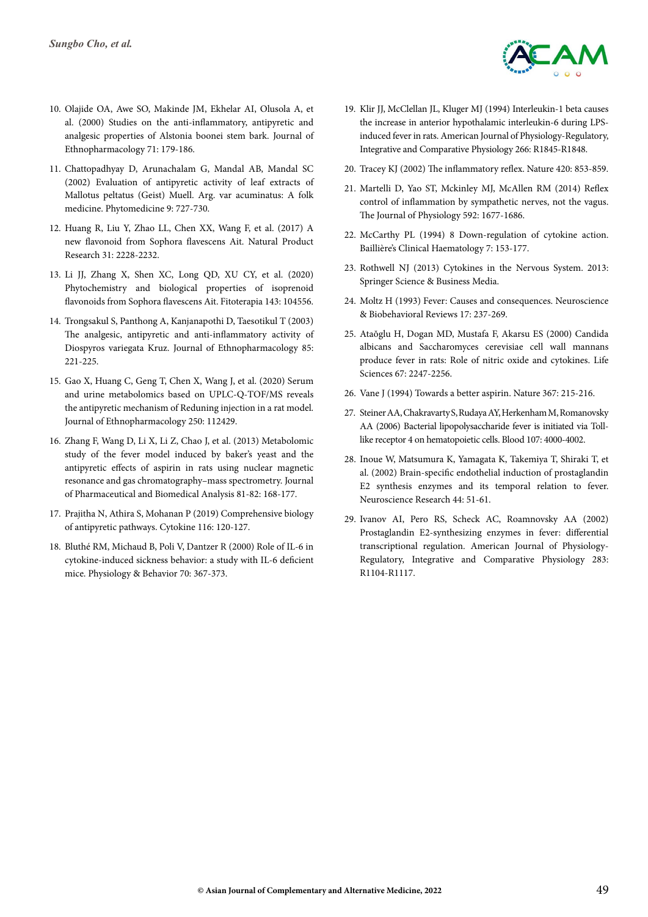10. Olajide OA, Awe SO, Makinde JM, Ekhelar AI, Olusola A, et al. (2000) Studies on the anti-inflammatory, antipyretic and analgesic properties of Alstonia boonei stem bark. Journal of Ethnopharmacology 71: 179-186.

11. Chattopadhyay D, Arunachalam G, Mandal AB, Mandal SC (2002) Evaluation of antipyretic activity of leaf extracts of Mallotus peltatus (Geist) Muell. Arg. var acuminatus: A folk medicine. Phytomedicine 9: 727-730.

12. Huang R, Liu Y, Zhao LL, Chen XX, Wang F, et al. (2017) A new flavonoid from Sophora flavescens Ait. Natural Product Research 31: 2228-2232.

13. Li JJ, Zhang X, Shen XC, Long QD, XU CY, et al. (2020) Phytochemistry and biological properties of isoprenoid flavonoids from Sophora flavescens Ait. Fitoterapia 143: 104556.

14. Trongsakul S, Panthong A, Kanjanapothi D, Taesotikul T (2003) The analgesic, antipyretic and anti-inflammatory activity of Diospyros variegata Kruz. Journal of Ethnopharmacology 85: 221-225.

15. Gao X, Huang C, Geng T, Chen X, Wang J, et al. (2020) Serum and urine metabolomics based on UPLC-Q-TOF/MS reveals the antipyretic mechanism of Reduning injection in a rat model. Journal of Ethnopharmacology 250: 112429.

16. Zhang F, Wang D, Li X, Li Z, Chao J, et al. (2013) Metabolomic study of the fever model induced by baker's yeast and the antipyretic effects of aspirin in rats using nuclear magnetic resonance and gas chromatography–mass spectrometry. Journal of Pharmaceutical and Biomedical Analysis 81-82: 168-177.

17. Prajitha N, Athira S, Mohanan P (2019) Comprehensive biology of antipyretic pathways. Cytokine 116: 120-127.

18. Bluthé RM, Michaud B, Poli V, Dantzer R (2000) Role of IL-6 in cytokine-induced sickness behavior: a study with IL-6 deficient mice. Physiology & Behavior 70: 367-373.

19. Klir JJ, McClellan JL, Kluger MJ (1994) Interleukin-1 beta causes the increase in anterior hypothalamic interleukin-6 during LPS-induced fever in rats. American Journal of Physiology-Regulatory, Integrative and Comparative Physiology 266: R1845-R1848.

20. Tracey KJ (2002) The inflammatory reflex. Nature 420: 853-859.

21. Martelli D, Yao ST, Mckinley MJ, McAllen RM (2014) Reflex control of inflammation by sympathetic nerves, not the vagus. The Journal of Physiology 592: 1677-1686.

22. McCarthy PL (1994) 8 Down-regulation of cytokine action. Baillière's Clinical Haematology 7: 153-177.

23. Rothwell NJ (2013) Cytokines in the Nervous System. 2013: Springer Science & Business Media.

24. Moltz H (1993) Fever: Causes and consequences. Neuroscience & Biobehavioral Reviews 17: 237-269.

25. Ataŏglu H, Dogan MD, Mustafa F, Akarsu ES (2000) Candida albicans and Saccharomyces cerevisiae cell wall mannans produce fever in rats: Role of nitric oxide and cytokines. Life Sciences 67: 2247-2256.

26. Vane J (1994) Towards a better aspirin. Nature 367: 215-216.

27. Steiner AA, Chakravarty S, Rudaya AY, Herkenham M, Romanovsky AA (2006) Bacterial lipopolysaccharide fever is initiated via Toll-like receptor 4 on hematopoietic cells. Blood 107: 4000-4002.

28. Inoue W, Matsumura K, Yamagata K, Takemiya T, Shiraki T, et al. (2002) Brain-specific endothelial induction of prostaglandin E2 synthesis enzymes and its temporal relation to fever. Neuroscience Research 44: 51-61.

29. Ivanov AI, Pero RS, Scheck AC, Roamnovsky AA (2002) Prostaglandin E2-synthesizing enzymes in fever: differential transcriptional regulation. American Journal of Physiology-Regulatory, Integrative and Comparative Physiology 283: R1104-R1117.